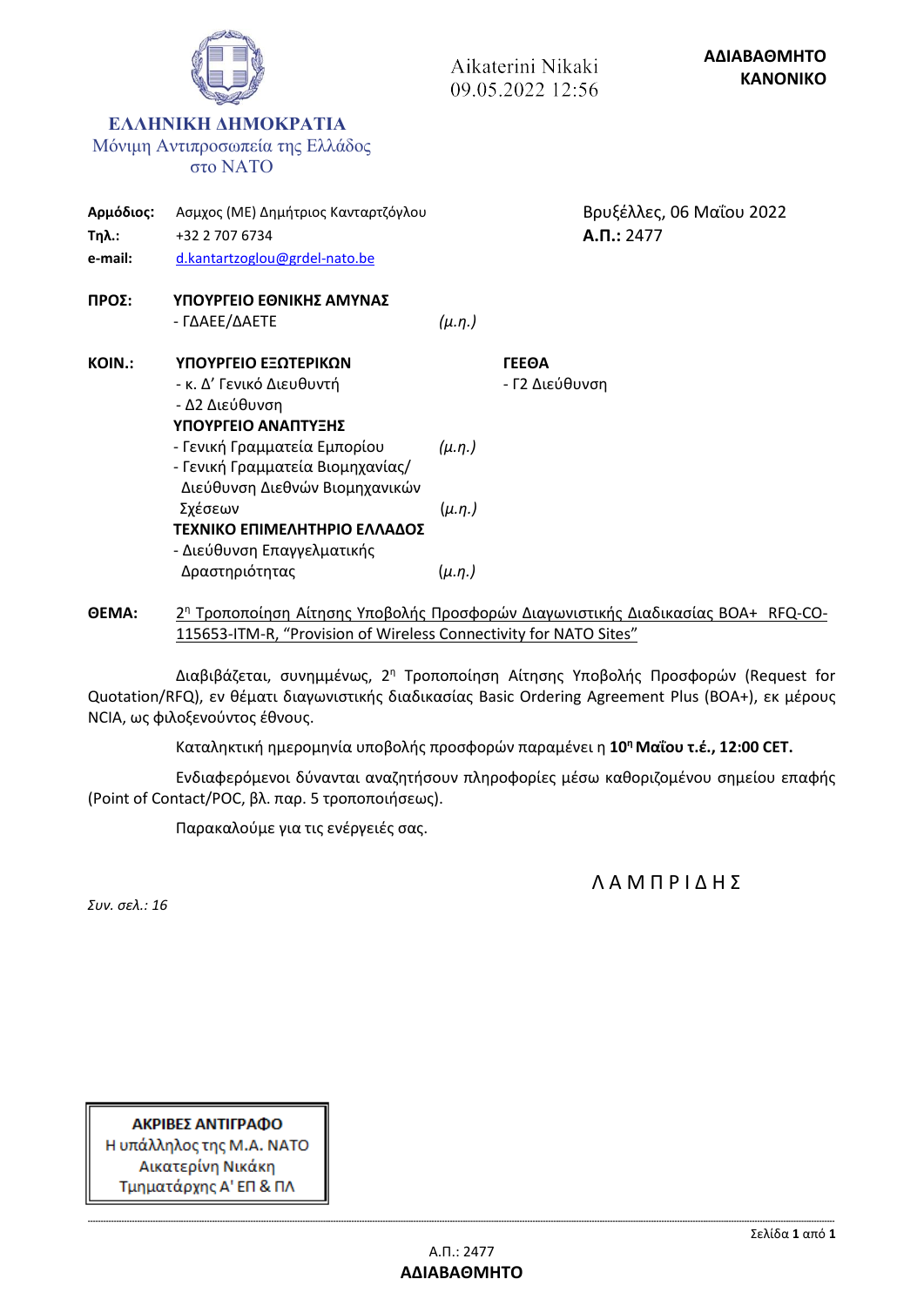Aikaterini Nikaki
09.05.2022 12:56

**ΑΔΙΑΒΑΘΜΗΤΟ**
**ΚΑΝΟΝΙΚΟ**

**ΕΛΛΗΝΙΚΗ ΔΗΜΟΚΡΑΤΙΑ**
Μόνιμη Αντιπροσωπεία της Ελλάδος
στο ΝΑΤΟ

**Αρμόδιος:** Ασμχος (ΜΕ) Δημήτριος Κανταρτζόγλου
**Τηλ.:** +32 2 707 6734
**e-mail:** d.kantartzoglou@grdel-nato.be

Βρυξέλλες, 06 Μαΐου 2022
**Α.Π.:** 2477

**ΠΡΟΣ:** **ΥΠΟΥΡΓΕΙΟ ΕΘΝΙΚΗΣ ΑΜΥΝΑΣ**
- ΓΔΑΕΕ/ΔΑΕΤΕ *(μ.η.)*

**ΚΟΙΝ.:** **ΥΠΟΥΡΓΕΙΟ ΕΞΩΤΕΡΙΚΩΝ**
- κ. Δ' Γενικό Διευθυντή
- Δ2 Διεύθυνση

**ΥΠΟΥΡΓΕΙΟ ΑΝΑΠΤΥΞΗΣ**
- Γενική Γραμματεία Εμπορίου *(μ.η.)*
- Γενική Γραμματεία Βιομηχανίας/ Διεύθυνση Διεθνών Βιομηχανικών Σχέσεων *(μ.η.)*

**ΤΕΧΝΙΚΟ ΕΠΙΜΕΛΗΤΗΡΙΟ ΕΛΛΑΔΟΣ**
- Διεύθυνση Επαγγελματικής Δραστηριότητας *(μ.η.)*

**ΓΕΕΘΑ**
- Γ2 Διεύθυνση

**ΘΕΜΑ:** 2η Τροποποίηση Αίτησης Υποβολής Προσφορών Διαγωνιστικής Διαδικασίας BOA+ RFQ-CO-115653-ITM-R, "Provision of Wireless Connectivity for NATO Sites"

Διαβιβάζεται, συνημμένως, 2η Τροποποίηση Αίτησης Υποβολής Προσφορών (Request for Quotation/RFQ), εν θέματι διαγωνιστικής διαδικασίας Basic Ordering Agreement Plus (BOA+), εκ μέρους NCIA, ως φιλοξενούντος έθνους.

Καταληκτική ημερομηνία υποβολής προσφορών παραμένει η **10η Μαΐου τ.έ., 12:00 CET.**

Ενδιαφερόμενοι δύνανται αναζητήσουν πληροφορίες μέσω καθοριζομένου σημείου επαφής (Point of Contact/POC, βλ. παρ. 5 τροποποιήσεως).

Παρακαλούμε για τις ενέργειές σας.

Λ Α Μ Π Ρ Ι Δ Η Σ

*Συν. σελ.: 16*

**ΑΚΡΙΒΕΣ ΑΝΤΙΓΡΑΦΟ**
Η υπάλληλος της Μ.Α. ΝΑΤΟ
Αικατερίνη Νικάκη
Τμηματάρχης Α' ΕΠ & ΠΛ

Α.Π.: 2477
**ΑΔΙΑΒΑΘΜΗΤΟ**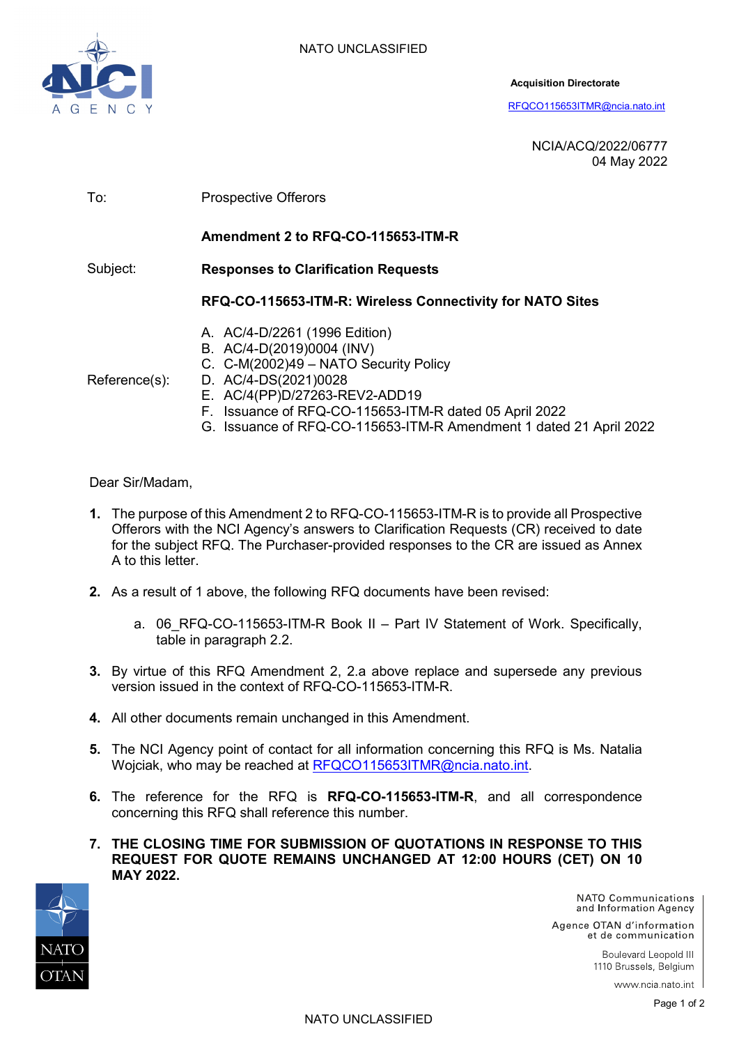NATO UNCLASSIFIED

**Acquisition Directorate**

RFQCO115653ITMR@ncia.nato.int

NCIA/ACQ/2022/06777
04 May 2022

To: Prospective Offerors

**Amendment 2 to RFQ-CO-115653-ITM-R**

Subject: **Responses to Clarification Requests**

**RFQ-CO-115653-ITM-R: Wireless Connectivity for NATO Sites**

Reference(s):

A. AC/4-D/2261 (1996 Edition)
B. AC/4-D(2019)0004 (INV)
C. C-M(2002)49 – NATO Security Policy
D. AC/4-DS(2021)0028
E. AC/4(PP)D/27263-REV2-ADD19
F. Issuance of RFQ-CO-115653-ITM-R dated 05 April 2022
G. Issuance of RFQ-CO-115653-ITM-R Amendment 1 dated 21 April 2022

Dear Sir/Madam,

1. The purpose of this Amendment 2 to RFQ-CO-115653-ITM-R is to provide all Prospective Offerors with the NCI Agency's answers to Clarification Requests (CR) received to date for the subject RFQ. The Purchaser-provided responses to the CR are issued as Annex A to this letter.

2. As a result of 1 above, the following RFQ documents have been revised:

   a. 06_RFQ-CO-115653-ITM-R Book II – Part IV Statement of Work. Specifically, table in paragraph 2.2.

3. By virtue of this RFQ Amendment 2, 2.a above replace and supersede any previous version issued in the context of RFQ-CO-115653-ITM-R.

4. All other documents remain unchanged in this Amendment.

5. The NCI Agency point of contact for all information concerning this RFQ is Ms. Natalia Wojciak, who may be reached at RFQCO115653ITMR@ncia.nato.int.

6. The reference for the RFQ is **RFQ-CO-115653-ITM-R**, and all correspondence concerning this RFQ shall reference this number.

7. **THE CLOSING TIME FOR SUBMISSION OF QUOTATIONS IN RESPONSE TO THIS REQUEST FOR QUOTE REMAINS UNCHANGED AT 12:00 HOURS (CET) ON 10 MAY 2022.**

NATO Communications and Information Agency
Agence OTAN d'information et de communication
Boulevard Leopold III
1110 Brussels, Belgium
www.ncia.nato.int

NATO UNCLASSIFIED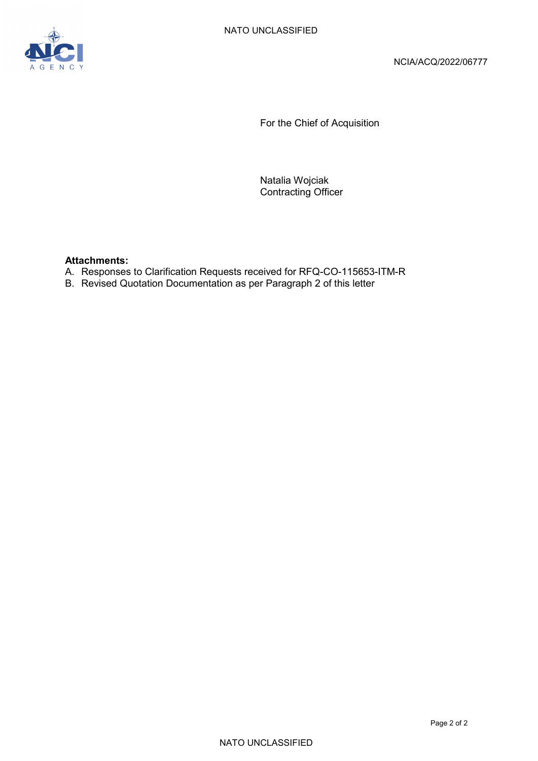For the Chief of Acquisition

Natalia Wojciak
Contracting Officer

**Attachments:**

A. Responses to Clarification Requests received for RFQ-CO-115653-ITM-R
B. Revised Quotation Documentation as per Paragraph 2 of this letter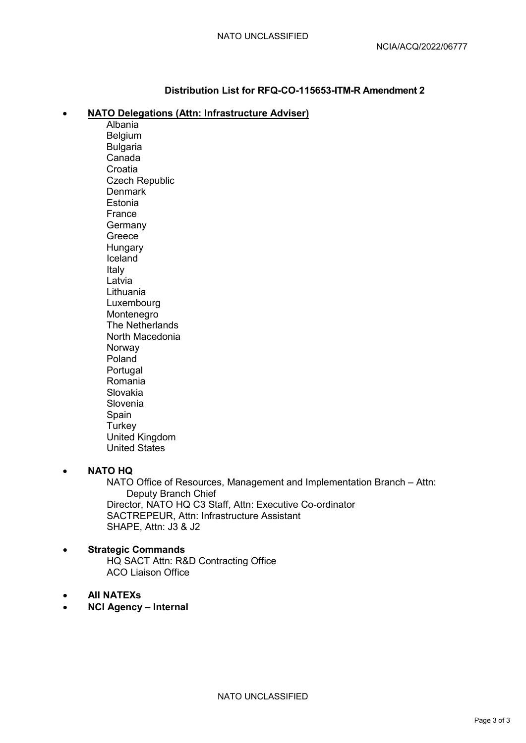**Distribution List for RFQ-CO-115653-ITM-R Amendment 2**

- **<u>NATO Delegations (Attn: Infrastructure Adviser)</u>**
  - Albania
  - Belgium
  - Bulgaria
  - Canada
  - Croatia
  - Czech Republic
  - Denmark
  - Estonia
  - France
  - Germany
  - Greece
  - Hungary
  - Iceland
  - Italy
  - Latvia
  - Lithuania
  - Luxembourg
  - Montenegro
  - The Netherlands
  - North Macedonia
  - Norway
  - Poland
  - Portugal
  - Romania
  - Slovakia
  - Slovenia
  - Spain
  - Turkey
  - United Kingdom
  - United States

- **NATO HQ**
  - NATO Office of Resources, Management and Implementation Branch – Attn: Deputy Branch Chief
  - Director, NATO HQ C3 Staff, Attn: Executive Co-ordinator
  - SACTREPEUR, Attn: Infrastructure Assistant
  - SHAPE, Attn: J3 & J2

- **Strategic Commands**
  - HQ SACT Attn: R&D Contracting Office
  - ACO Liaison Office

- **All NATEXs**
- **NCI Agency – Internal**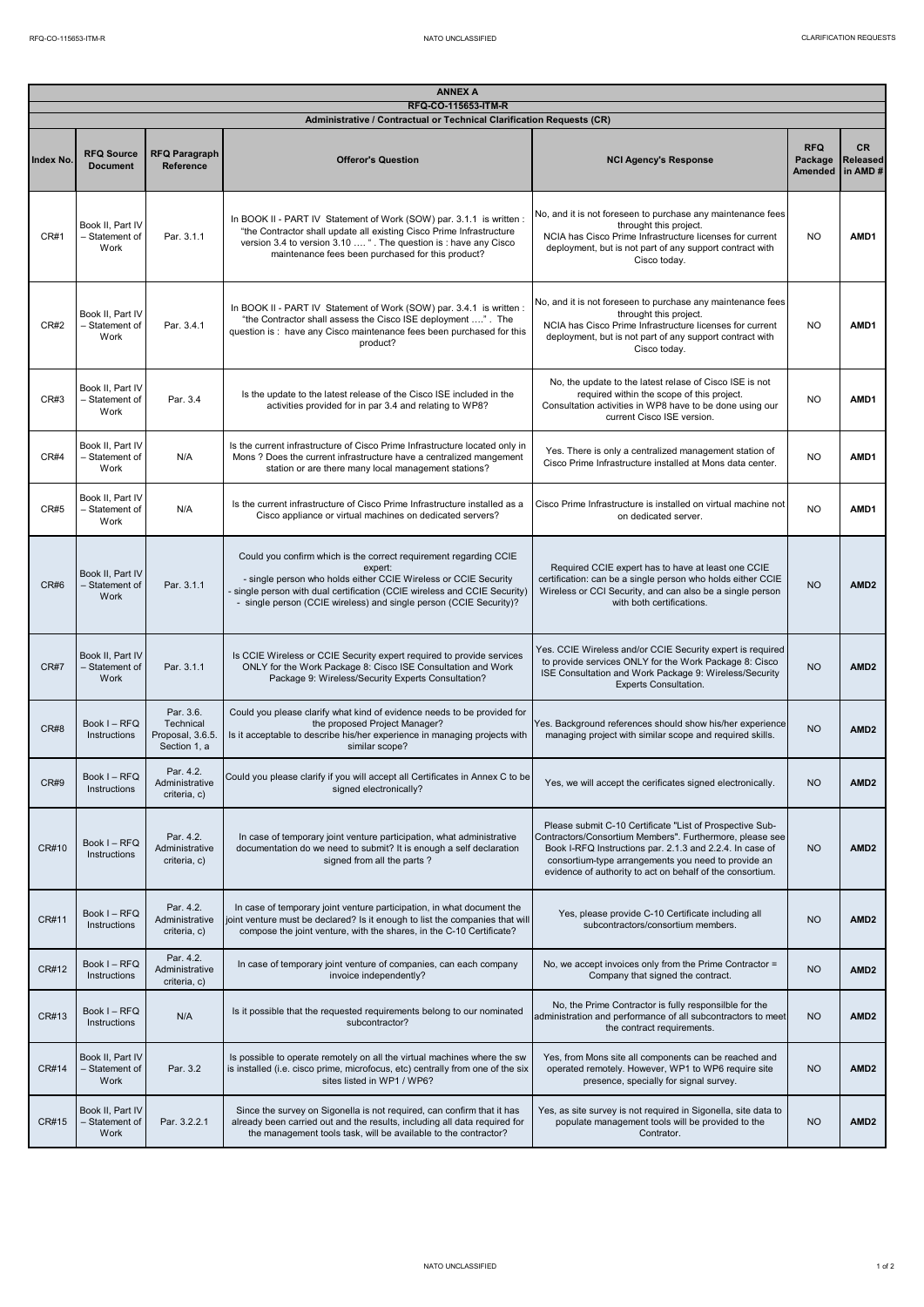| ANNEX A | | | | | | |
|---|---|---|---|---|---|---|
| RFQ-CO-115653-ITM-R | | | | | | |
| Administrative / Contractual or Technical Clarification Requests (CR) | | | | | | |
| **Index No.** | **RFQ Source Document** | **RFQ Paragraph Reference** | **Offeror's Question** | **NCI Agency's Response** | **RFQ Package Amended** | **CR Released in AMD #** |
| CR#1 | Book II, Part IV – Statement of Work | Par. 3.1.1 | In BOOK II - PART IV Statement of Work (SOW) par. 3.1.1 is written : "the Contractor shall update all existing Cisco Prime Infrastructure version 3.4 to version 3.10 …. " . The question is : have any Cisco maintenance fees been purchased for this product? | No, and it is not foreseen to purchase any maintenance fees throught this project. NCIA has Cisco Prime Infrastructure licenses for current deployment, but is not part of any support contract with Cisco today. | NO | **AMD1** |
| CR#2 | Book II, Part IV – Statement of Work | Par. 3.4.1 | In BOOK II - PART IV Statement of Work (SOW) par. 3.4.1 is written : "the Contractor shall assess the Cisco ISE deployment …." . The question is : have any Cisco maintenance fees been purchased for this product? | No, and it is not foreseen to purchase any maintenance fees throught this project. NCIA has Cisco Prime Infrastructure licenses for current deployment, but is not part of any support contract with Cisco today. | NO | **AMD1** |
| CR#3 | Book II, Part IV – Statement of Work | Par. 3.4 | Is the update to the latest release of the Cisco ISE included in the activities provided for in par 3.4 and relating to WP8? | No, the update to the latest relase of Cisco ISE is not required within the scope of this project. Consultation activities in WP8 have to be done using our current Cisco ISE version. | NO | **AMD1** |
| CR#4 | Book II, Part IV – Statement of Work | N/A | Is the current infrastructure of Cisco Prime Infrastructure located only in Mons ? Does the current infrastructure have a centralized mangement station or are there many local management stations? | Yes. There is only a centralized management station of Cisco Prime Infrastructure installed at Mons data center. | NO | **AMD1** |
| CR#5 | Book II, Part IV – Statement of Work | N/A | Is the current infrastructure of Cisco Prime Infrastructure installed as a Cisco appliance or virtual machines on dedicated servers? | Cisco Prime Infrastructure is installed on virtual machine not on dedicated server. | NO | **AMD1** |
| CR#6 | Book II, Part IV – Statement of Work | Par. 3.1.1 | Could you confirm which is the correct requirement regarding CCIE expert:<br>- single person who holds either CCIE Wireless or CCIE Security<br>- single person with dual certification (CCIE wireless and CCIE Security)<br>- single person (CCIE wireless) and single person (CCIE Security)? | Required CCIE expert has to have at least one CCIE certification: can be a single person who holds either CCIE Wireless or CCI Security, and can also be a single person with both certifications. | NO | **AMD2** |
| CR#7 | Book II, Part IV – Statement of Work | Par. 3.1.1 | Is CCIE Wireless or CCIE Security expert required to provide services ONLY for the Work Package 8: Cisco ISE Consultation and Work Package 9: Wireless/Security Experts Consultation? | Yes. CCIE Wireless and/or CCIE Security expert is required to provide services ONLY for the Work Package 8: Cisco ISE Consultation and Work Package 9: Wireless/Security Experts Consultation. | NO | **AMD2** |
| CR#8 | Book I – RFQ Instructions | Par. 3.6. Technical Proposal, 3.6.5. Section 1, a | Could you please clarify what kind of evidence needs to be provided for the proposed Project Manager?<br>Is it acceptable to describe his/her experience in managing projects with similar scope? | Yes. Background references should show his/her experience managing project with similar scope and required skills. | NO | **AMD2** |
| CR#9 | Book I – RFQ Instructions | Par. 4.2. Administrative criteria, c) | Could you please clarify if you will accept all Certificates in Annex C to be signed electronically? | Yes, we will accept the cerificates signed electronically. | NO | **AMD2** |
| CR#10 | Book I – RFQ Instructions | Par. 4.2. Administrative criteria, c) | In case of temporary joint venture participation, what administrative documentation do we need to submit? It is enough a self declaration signed from all the parts ? | Please submit C-10 Certificate "List of Prospective Sub-Contractors/Consortium Members". Furthermore, please see Book I-RFQ Instructions par. 2.1.3 and 2.2.4. In case of consortium-type arrangements you need to provide an evidence of authority to act on behalf of the consortium. | NO | **AMD2** |
| CR#11 | Book I – RFQ Instructions | Par. 4.2. Administrative criteria, c) | In case of temporary joint venture participation, in what document the joint venture must be declared? Is it enough to list the companies that will compose the joint venture, with the shares, in the C-10 Certificate? | Yes, please provide C-10 Certificate including all subcontractors/consortium members. | NO | **AMD2** |
| CR#12 | Book I – RFQ Instructions | Par. 4.2. Administrative criteria, c) | In case of temporary joint venture of companies, can each company invoice independently? | No, we accept invoices only from the Prime Contractor = Company that signed the contract. | NO | **AMD2** |
| CR#13 | Book I – RFQ Instructions | N/A | Is it possible that the requested requirements belong to our nominated subcontractor? | No, the Prime Contractor is fully responsilble for the administration and performance of all subcontractors to meet the contract requirements. | NO | **AMD2** |
| CR#14 | Book II, Part IV – Statement of Work | Par. 3.2 | Is possible to operate remotely on all the virtual machines where the sw is installed (i.e. cisco prime, microfocus, etc) centrally from one of the six sites listed in WP1 / WP6? | Yes, from Mons site all components can be reached and operated remotely. However, WP1 to WP6 require site presence, specially for signal survey. | NO | **AMD2** |
| CR#15 | Book II, Part IV – Statement of Work | Par. 3.2.2.1 | Since the survey on Sigonella is not required, can confirm that it has already been carried out and the results, including all data required for the management tools task, will be available to the contractor? | Yes, as site survey is not required in Sigonella, site data to populate management tools will be provided to the Contrator. | NO | **AMD2** |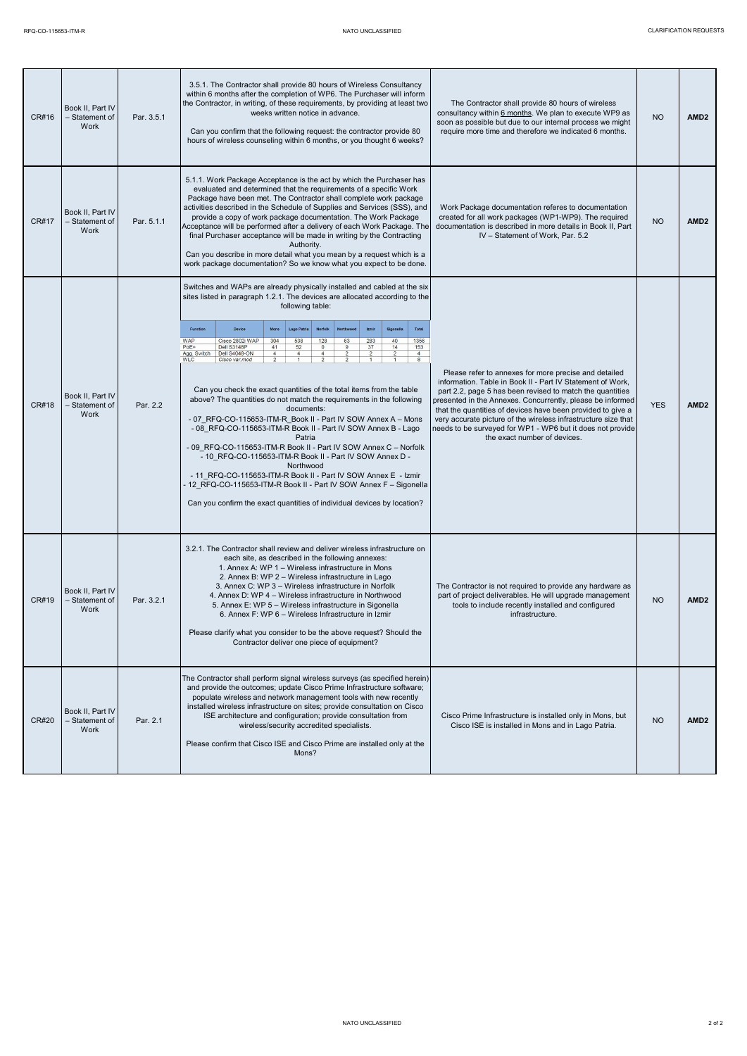| CR#16 | Book II, Part IV – Statement of Work | Par. 3.5.1 | 3.5.1. The Contractor shall provide 80 hours of Wireless Consultancy within 6 months after the completion of WP6. The Purchaser will inform the Contractor, in writing, of these requirements, by providing at least two weeks written notice in advance.<br><br>Can you confirm that the following request: the contractor provide 80 hours of wireless counseling within 6 months, or you thought 6 weeks? | The Contractor shall provide 80 hours of wireless consultancy within 6 months. We plan to execute WP9 as soon as possible but due to our internal process we might require more time and therefore we indicated 6 months. | NO | AMD2 |
|---|---|---|---|---|---|---|
| CR#17 | Book II, Part IV – Statement of Work | Par. 5.1.1 | 5.1.1. Work Package Acceptance is the act by which the Purchaser has evaluated and determined that the requirements of a specific Work Package have been met. The Contractor shall complete work package activities described in the Schedule of Supplies and Services (SSS), and provide a copy of work package documentation. The Work Package Acceptance will be performed after a delivery of each Work Package. The final Purchaser acceptance will be made in writing by the Contracting Authority.<br>Can you describe in more detail what you mean by a request which is a work package documentation? So we know what you expect to be done. | Work Package documentation referes to documentation created for all work packages (WP1-WP9). The required documentation is described in more details in Book II, Part IV – Statement of Work, Par. 5.2 | NO | AMD2 |
| CR#18 | Book II, Part IV – Statement of Work | Par. 2.2 | Switches and WAPs are already physically installed and cabled at the six sites listed in paragraph 1.2.1. The devices are allocated according to the following table:<br><br>Function / Device / Mons / Lago Patria / Norfolk / Northwood / Izmir / Sigonella / Total<br>WAP / Cisco 2802i WAP / 304 / 538 / 128 / 63 / 283 / 40 / 1356<br>PoE+ / Dell S3148P / 41 / 52 / 0 / 9 / 37 / 14 / 153<br>Agg. Switch / Dell S4048-ON / 4 / 4 / 4 / 2 / 2 / 2 / 4<br>WLC / Cisco var.mod / 2 / 1 / 2 / 2 / 1 / 1 / 8<br><br>Can you check the exact quantities of the total items from the table above? The quantities do not match the requirements in the following documents:<br>- 07_RFQ-CO-115653-ITM-R_Book II - Part IV SOW Annex A – Mons<br>- 08_RFQ-CO-115653-ITM-R Book II - Part IV SOW Annex B - Lago Patria<br>- 09_RFQ-CO-115653-ITM-R Book II - Part IV SOW Annex C – Norfolk<br>- 10_RFQ-CO-115653-ITM-R Book II - Part IV SOW Annex D - Northwood<br>- 11_RFQ-CO-115653-ITM-R Book II - Part IV SOW Annex E - Izmir<br>- 12_RFQ-CO-115653-ITM-R Book II - Part IV SOW Annex F – Sigonella<br><br>Can you confirm the exact quantities of individual devices by location? | Please refer to annexes for more precise and detailed information. Table in Book II - Part IV Statement of Work, part 2.2, page 5 has been revised to match the quantities presented in the Annexes. Concurrently, please be informed that the quantities of devices have been provided to give a very accurate picture of the wireless infrastructure size that needs to be surveyed for WP1 - WP6 but it does not provide the exact number of devices. | YES | AMD2 |
| CR#19 | Book II, Part IV – Statement of Work | Par. 3.2.1 | 3.2.1. The Contractor shall review and deliver wireless infrastructure on each site, as described in the following annexes:<br>1. Annex A: WP 1 – Wireless infrastructure in Mons<br>2. Annex B: WP 2 – Wireless infrastructure in Lago<br>3. Annex C: WP 3 – Wireless infrastructure in Norfolk<br>4. Annex D: WP 4 – Wireless infrastructure in Northwood<br>5. Annex E: WP 5 – Wireless infrastructure in Sigonella<br>6. Annex F: WP 6 – Wireless Infrastructure in Izmir<br><br>Please clarify what you consider to be the above request? Should the Contractor deliver one piece of equipment? | The Contractor is not required to provide any hardware as part of project deliverables. He will upgrade management tools to include recently installed and configured infrastructure. | NO | AMD2 |
| CR#20 | Book II, Part IV – Statement of Work | Par. 2.1 | The Contractor shall perform signal wireless surveys (as specified herein) and provide the outcomes; update Cisco Prime Infrastructure software; populate wireless and network management tools with new recently installed wireless infrastructure on sites; provide consultation on Cisco ISE architecture and configuration; provide consultation from wireless/security accredited specialists.<br><br>Please confirm that Cisco ISE and Cisco Prime are installed only at the Mons? | Cisco Prime Infrastructure is installed only in Mons, but Cisco ISE is installed in Mons and in Lago Patria. | NO | AMD2 |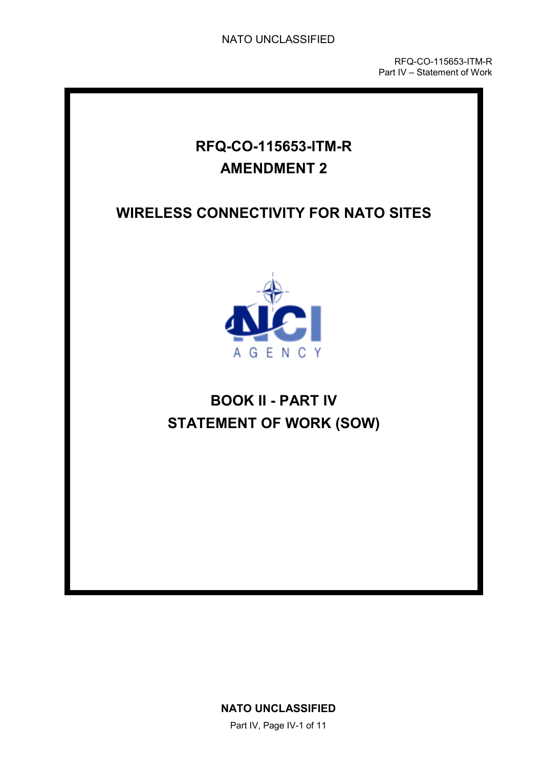# RFQ-CO-115653-ITM-R

# AMENDMENT 2

# WIRELESS CONNECTIVITY FOR NATO SITES

# BOOK II - PART IV

# STATEMENT OF WORK (SOW)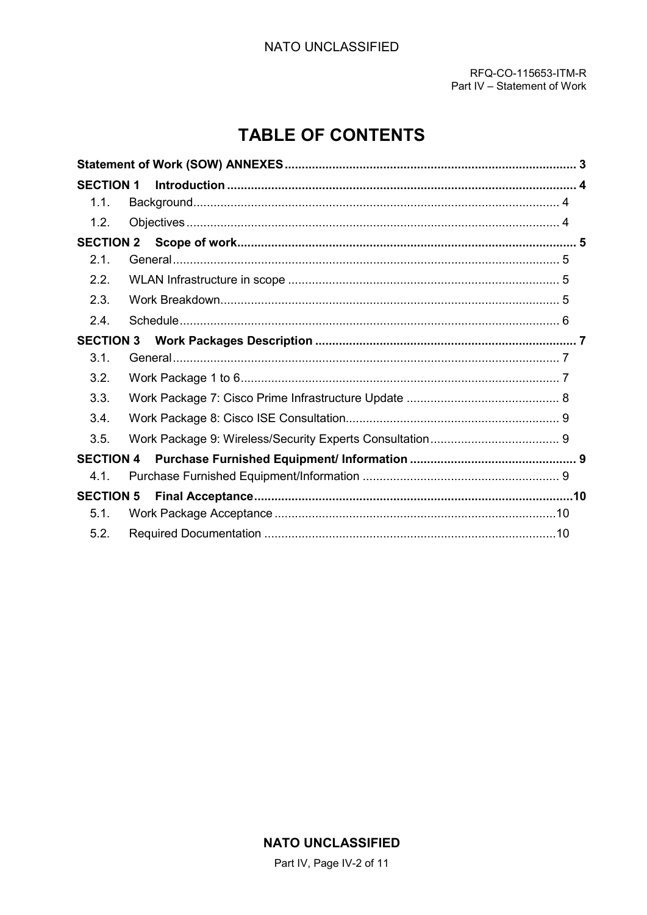# TABLE OF CONTENTS

**Statement of Work (SOW) ANNEXES** ..... 3

**SECTION 1 Introduction** ..... 4

- 1.1. Background ..... 4
- 1.2. Objectives ..... 4

**SECTION 2 Scope of work** ..... 5

- 2.1. General ..... 5
- 2.2. WLAN Infrastructure in scope ..... 5
- 2.3. Work Breakdown ..... 5
- 2.4. Schedule ..... 6

**SECTION 3 Work Packages Description** ..... 7

- 3.1. General ..... 7
- 3.2. Work Package 1 to 6 ..... 7
- 3.3. Work Package 7: Cisco Prime Infrastructure Update ..... 8
- 3.4. Work Package 8: Cisco ISE Consultation ..... 9
- 3.5. Work Package 9: Wireless/Security Experts Consultation ..... 9

**SECTION 4 Purchase Furnished Equipment/ Information** ..... 9

- 4.1. Purchase Furnished Equipment/Information ..... 9

**SECTION 5 Final Acceptance** ..... 10

- 5.1. Work Package Acceptance ..... 10
- 5.2. Required Documentation ..... 10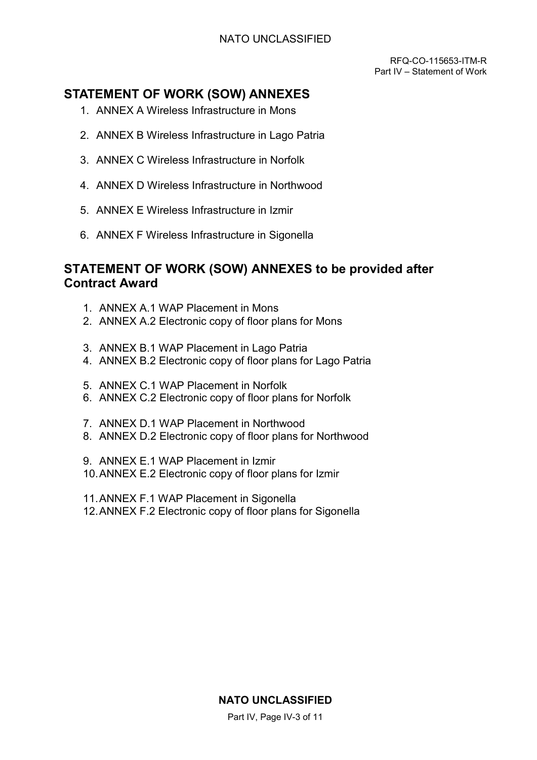## STATEMENT OF WORK (SOW) ANNEXES

1. ANNEX A Wireless Infrastructure in Mons
2. ANNEX B Wireless Infrastructure in Lago Patria
3. ANNEX C Wireless Infrastructure in Norfolk
4. ANNEX D Wireless Infrastructure in Northwood
5. ANNEX E Wireless Infrastructure in Izmir
6. ANNEX F Wireless Infrastructure in Sigonella

## STATEMENT OF WORK (SOW) ANNEXES to be provided after Contract Award

1. ANNEX A.1 WAP Placement in Mons
2. ANNEX A.2 Electronic copy of floor plans for Mons
3. ANNEX B.1 WAP Placement in Lago Patria
4. ANNEX B.2 Electronic copy of floor plans for Lago Patria
5. ANNEX C.1 WAP Placement in Norfolk
6. ANNEX C.2 Electronic copy of floor plans for Norfolk
7. ANNEX D.1 WAP Placement in Northwood
8. ANNEX D.2 Electronic copy of floor plans for Northwood
9. ANNEX E.1 WAP Placement in Izmir
10. ANNEX E.2 Electronic copy of floor plans for Izmir
11. ANNEX F.1 WAP Placement in Sigonella
12. ANNEX F.2 Electronic copy of floor plans for Sigonella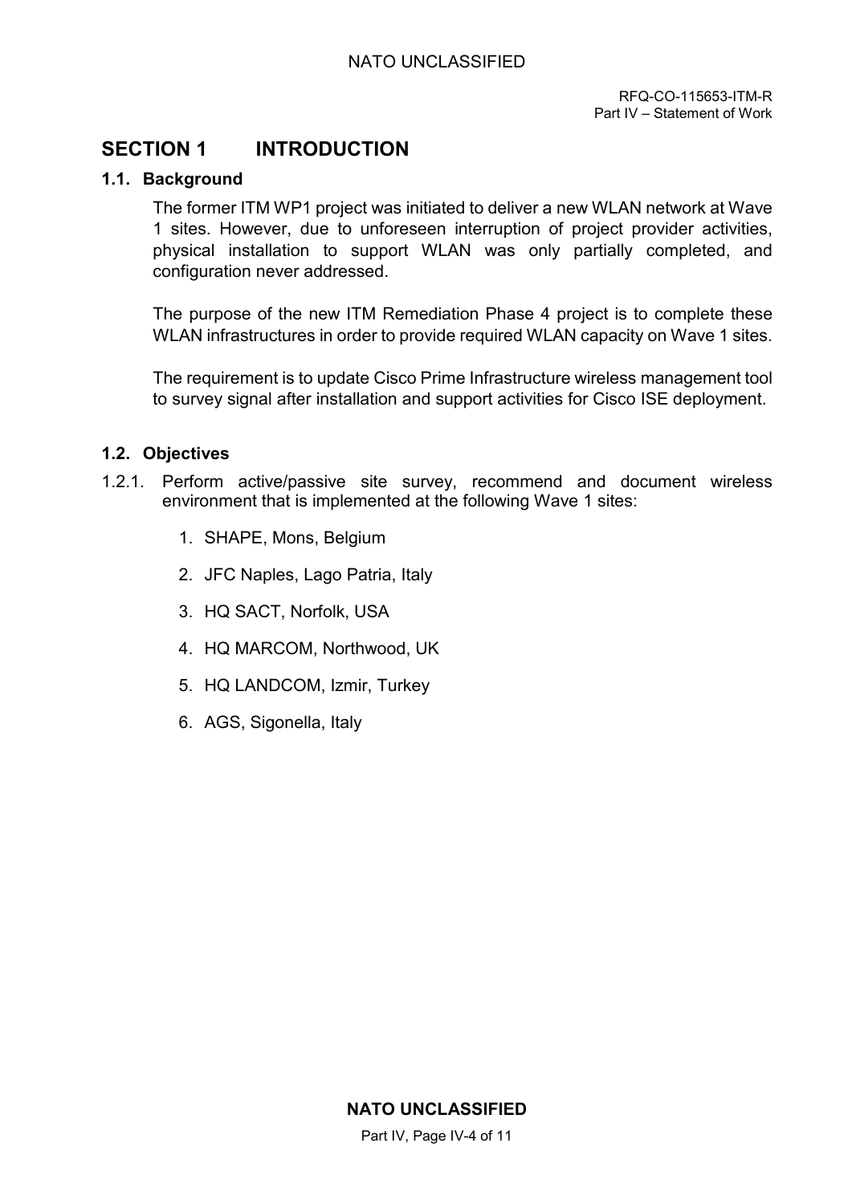# SECTION 1 INTRODUCTION

## 1.1. Background

The former ITM WP1 project was initiated to deliver a new WLAN network at Wave 1 sites. However, due to unforeseen interruption of project provider activities, physical installation to support WLAN was only partially completed, and configuration never addressed.

The purpose of the new ITM Remediation Phase 4 project is to complete these WLAN infrastructures in order to provide required WLAN capacity on Wave 1 sites.

The requirement is to update Cisco Prime Infrastructure wireless management tool to survey signal after installation and support activities for Cisco ISE deployment.

## 1.2. Objectives

1.2.1. Perform active/passive site survey, recommend and document wireless environment that is implemented at the following Wave 1 sites:

1. SHAPE, Mons, Belgium
2. JFC Naples, Lago Patria, Italy
3. HQ SACT, Norfolk, USA
4. HQ MARCOM, Northwood, UK
5. HQ LANDCOM, Izmir, Turkey
6. AGS, Sigonella, Italy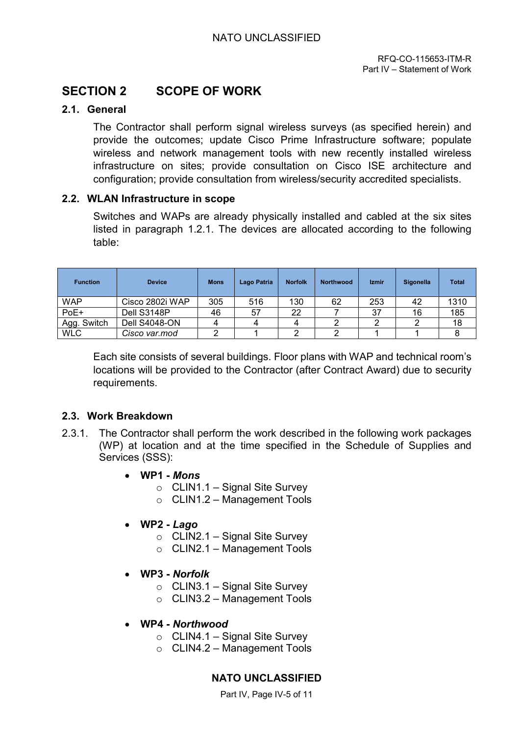# SECTION 2 SCOPE OF WORK

## 2.1. General

The Contractor shall perform signal wireless surveys (as specified herein) and provide the outcomes; update Cisco Prime Infrastructure software; populate wireless and network management tools with new recently installed wireless infrastructure on sites; provide consultation on Cisco ISE architecture and configuration; provide consultation from wireless/security accredited specialists.

## 2.2. WLAN Infrastructure in scope

Switches and WAPs are already physically installed and cabled at the six sites listed in paragraph 1.2.1. The devices are allocated according to the following table:

| Function | Device | Mons | Lago Patria | Norfolk | Northwood | Izmir | Sigonella | Total |
|---|---|---|---|---|---|---|---|---|
| WAP | Cisco 2802i WAP | 305 | 516 | 130 | 62 | 253 | 42 | 1310 |
| PoE+ | Dell S3148P | 46 | 57 | 22 | 7 | 37 | 16 | 185 |
| Agg. Switch | Dell S4048-ON | 4 | 4 | 4 | 2 | 2 | 2 | 18 |
| WLC | *Cisco var.mod* | 2 | 1 | 2 | 2 | 1 | 1 | 8 |

Each site consists of several buildings. Floor plans with WAP and technical room's locations will be provided to the Contractor (after Contract Award) due to security requirements.

## 2.3. Work Breakdown

2.3.1. The Contractor shall perform the work described in the following work packages (WP) at location and at the time specified in the Schedule of Supplies and Services (SSS):

- **WP1 - *Mons***
  - CLIN1.1 – Signal Site Survey
  - CLIN1.2 – Management Tools
- **WP2 - *Lago***
  - CLIN2.1 – Signal Site Survey
  - CLIN2.1 – Management Tools
- **WP3 - *Norfolk***
  - CLIN3.1 – Signal Site Survey
  - CLIN3.2 – Management Tools
- **WP4 - *Northwood***
  - CLIN4.1 – Signal Site Survey
  - CLIN4.2 – Management Tools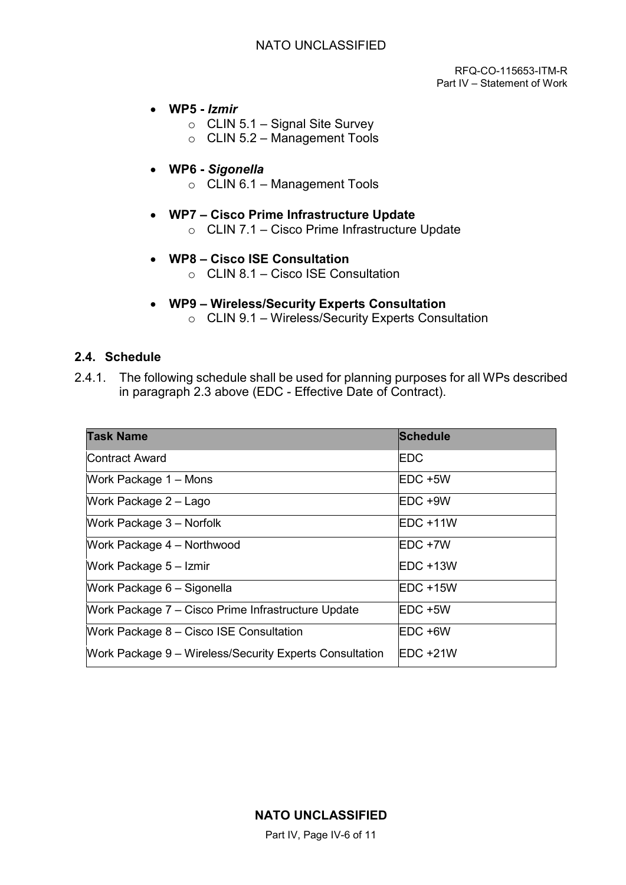- **WP5 - *Izmir***
    - CLIN 5.1 – Signal Site Survey
    - CLIN 5.2 – Management Tools

- **WP6 - *Sigonella***
    - CLIN 6.1 – Management Tools

- **WP7 – Cisco Prime Infrastructure Update**
    - CLIN 7.1 – Cisco Prime Infrastructure Update

- **WP8 – Cisco ISE Consultation**
    - CLIN 8.1 – Cisco ISE Consultation

- **WP9 – Wireless/Security Experts Consultation**
    - CLIN 9.1 – Wireless/Security Experts Consultation

### 2.4. Schedule

2.4.1. The following schedule shall be used for planning purposes for all WPs described in paragraph 2.3 above (EDC - Effective Date of Contract).

| Task Name | Schedule |
|---|---|
| Contract Award | EDC |
| Work Package 1 – Mons | EDC +5W |
| Work Package 2 – Lago | EDC +9W |
| Work Package 3 – Norfolk | EDC +11W |
| Work Package 4 – Northwood | EDC +7W |
| Work Package 5 – Izmir | EDC +13W |
| Work Package 6 – Sigonella | EDC +15W |
| Work Package 7 – Cisco Prime Infrastructure Update | EDC +5W |
| Work Package 8 – Cisco ISE Consultation | EDC +6W |
| Work Package 9 – Wireless/Security Experts Consultation | EDC +21W |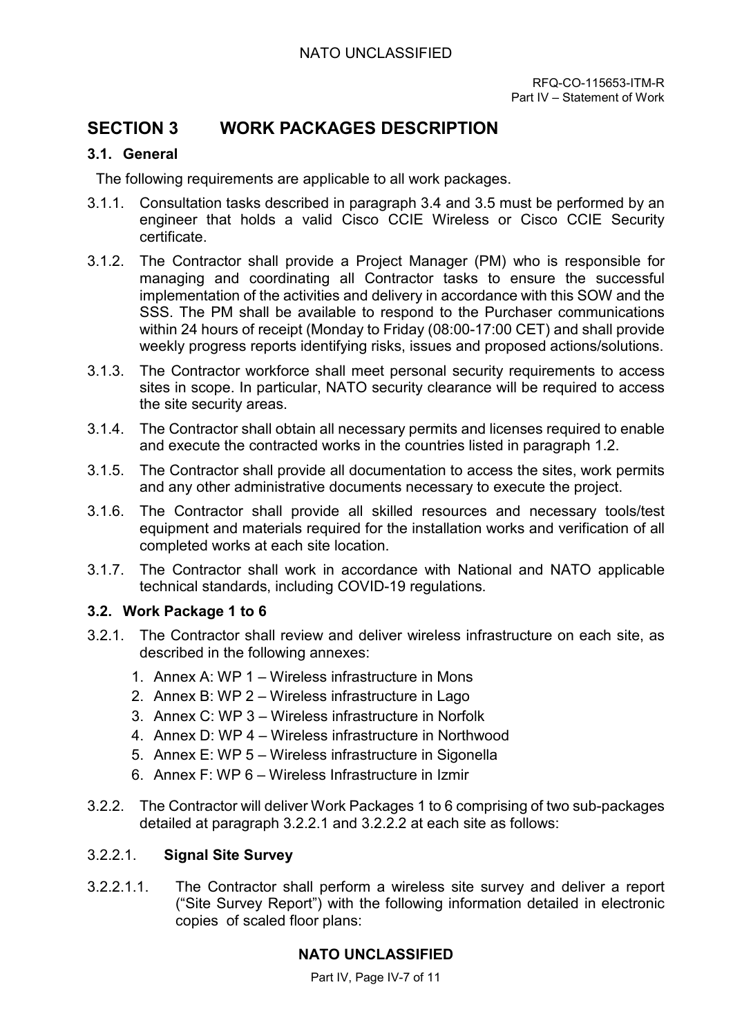## SECTION 3 WORK PACKAGES DESCRIPTION

### 3.1. General

The following requirements are applicable to all work packages.

3.1.1. Consultation tasks described in paragraph 3.4 and 3.5 must be performed by an engineer that holds a valid Cisco CCIE Wireless or Cisco CCIE Security certificate.

3.1.2. The Contractor shall provide a Project Manager (PM) who is responsible for managing and coordinating all Contractor tasks to ensure the successful implementation of the activities and delivery in accordance with this SOW and the SSS. The PM shall be available to respond to the Purchaser communications within 24 hours of receipt (Monday to Friday (08:00-17:00 CET) and shall provide weekly progress reports identifying risks, issues and proposed actions/solutions.

3.1.3. The Contractor workforce shall meet personal security requirements to access sites in scope. In particular, NATO security clearance will be required to access the site security areas.

3.1.4. The Contractor shall obtain all necessary permits and licenses required to enable and execute the contracted works in the countries listed in paragraph 1.2.

3.1.5. The Contractor shall provide all documentation to access the sites, work permits and any other administrative documents necessary to execute the project.

3.1.6. The Contractor shall provide all skilled resources and necessary tools/test equipment and materials required for the installation works and verification of all completed works at each site location.

3.1.7. The Contractor shall work in accordance with National and NATO applicable technical standards, including COVID-19 regulations.

### 3.2. Work Package 1 to 6

3.2.1. The Contractor shall review and deliver wireless infrastructure on each site, as described in the following annexes:

1. Annex A: WP 1 – Wireless infrastructure in Mons
2. Annex B: WP 2 – Wireless infrastructure in Lago
3. Annex C: WP 3 – Wireless infrastructure in Norfolk
4. Annex D: WP 4 – Wireless infrastructure in Northwood
5. Annex E: WP 5 – Wireless infrastructure in Sigonella
6. Annex F: WP 6 – Wireless Infrastructure in Izmir

3.2.2. The Contractor will deliver Work Packages 1 to 6 comprising of two sub-packages detailed at paragraph 3.2.2.1 and 3.2.2.2 at each site as follows:

#### 3.2.2.1. **Signal Site Survey**

3.2.2.1.1. The Contractor shall perform a wireless site survey and deliver a report ("Site Survey Report") with the following information detailed in electronic copies of scaled floor plans: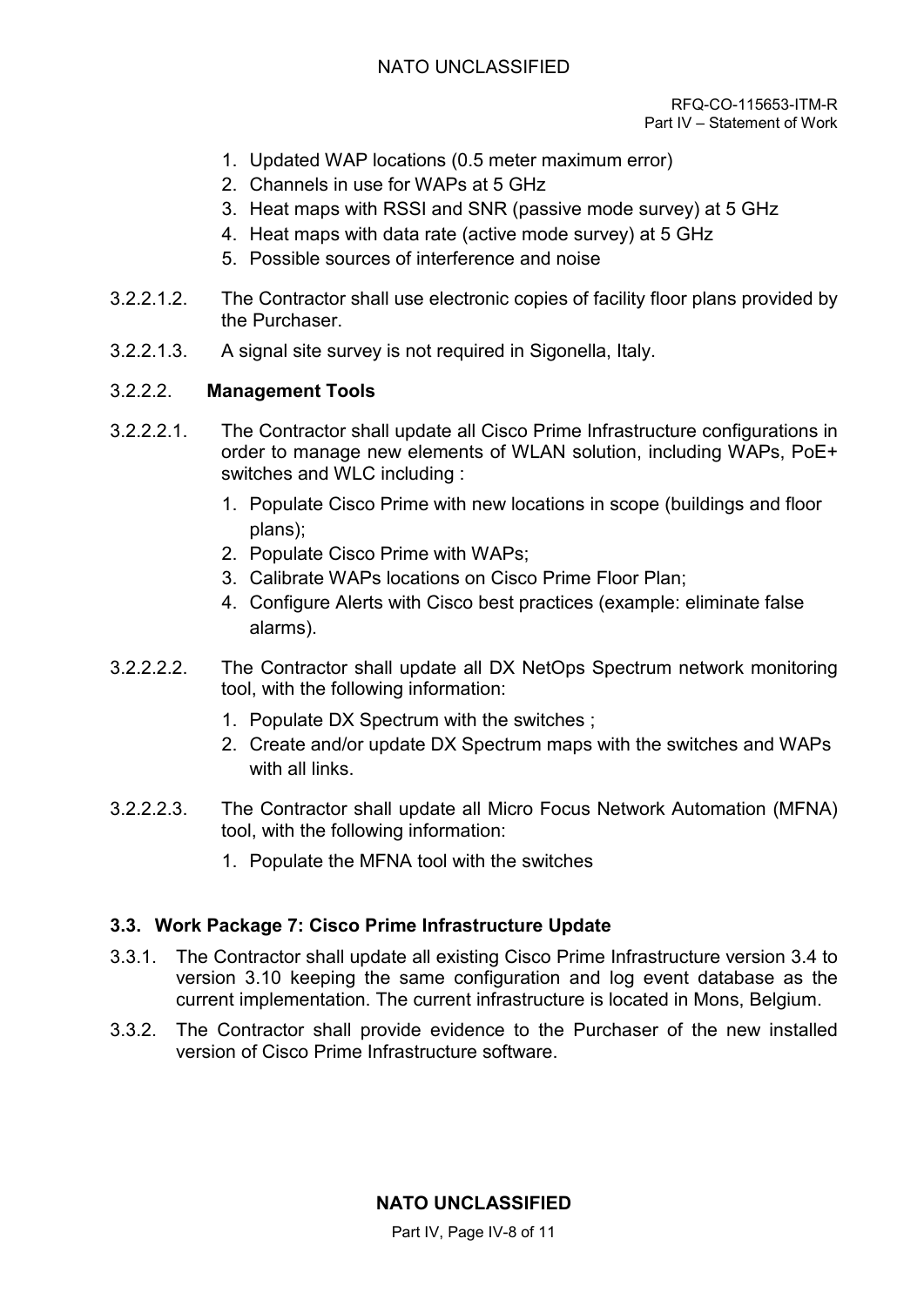1. Updated WAP locations (0.5 meter maximum error)
2. Channels in use for WAPs at 5 GHz
3. Heat maps with RSSI and SNR (passive mode survey) at 5 GHz
4. Heat maps with data rate (active mode survey) at 5 GHz
5. Possible sources of interference and noise

3.2.2.1.2. The Contractor shall use electronic copies of facility floor plans provided by the Purchaser.

3.2.2.1.3. A signal site survey is not required in Sigonella, Italy.

3.2.2.2. **Management Tools**

3.2.2.2.1. The Contractor shall update all Cisco Prime Infrastructure configurations in order to manage new elements of WLAN solution, including WAPs, PoE+ switches and WLC including :

1. Populate Cisco Prime with new locations in scope (buildings and floor plans);
2. Populate Cisco Prime with WAPs;
3. Calibrate WAPs locations on Cisco Prime Floor Plan;
4. Configure Alerts with Cisco best practices (example: eliminate false alarms).

3.2.2.2.2. The Contractor shall update all DX NetOps Spectrum network monitoring tool, with the following information:

1. Populate DX Spectrum with the switches ;
2. Create and/or update DX Spectrum maps with the switches and WAPs with all links.

3.2.2.2.3. The Contractor shall update all Micro Focus Network Automation (MFNA) tool, with the following information:

1. Populate the MFNA tool with the switches

### 3.3. Work Package 7: Cisco Prime Infrastructure Update

3.3.1. The Contractor shall update all existing Cisco Prime Infrastructure version 3.4 to version 3.10 keeping the same configuration and log event database as the current implementation. The current infrastructure is located in Mons, Belgium.

3.3.2. The Contractor shall provide evidence to the Purchaser of the new installed version of Cisco Prime Infrastructure software.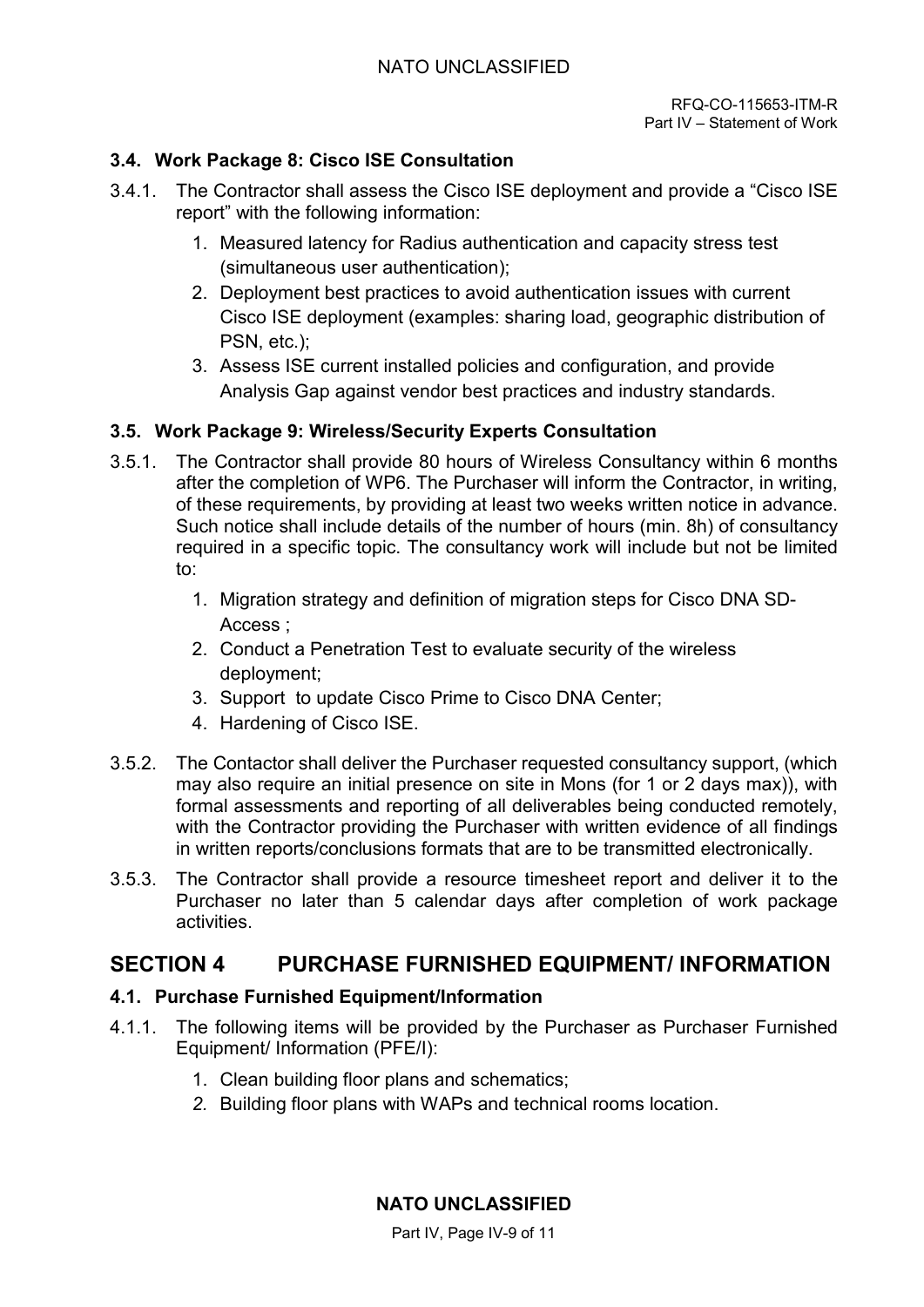### 3.4. Work Package 8: Cisco ISE Consultation

3.4.1. The Contractor shall assess the Cisco ISE deployment and provide a "Cisco ISE report" with the following information:

1. Measured latency for Radius authentication and capacity stress test (simultaneous user authentication);
2. Deployment best practices to avoid authentication issues with current Cisco ISE deployment (examples: sharing load, geographic distribution of PSN, etc.);
3. Assess ISE current installed policies and configuration, and provide Analysis Gap against vendor best practices and industry standards.

### 3.5. Work Package 9: Wireless/Security Experts Consultation

3.5.1. The Contractor shall provide 80 hours of Wireless Consultancy within 6 months after the completion of WP6. The Purchaser will inform the Contractor, in writing, of these requirements, by providing at least two weeks written notice in advance. Such notice shall include details of the number of hours (min. 8h) of consultancy required in a specific topic. The consultancy work will include but not be limited to:

1. Migration strategy and definition of migration steps for Cisco DNA SD-Access ;
2. Conduct a Penetration Test to evaluate security of the wireless deployment;
3. Support to update Cisco Prime to Cisco DNA Center;
4. Hardening of Cisco ISE.

3.5.2. The Contactor shall deliver the Purchaser requested consultancy support, (which may also require an initial presence on site in Mons (for 1 or 2 days max)), with formal assessments and reporting of all deliverables being conducted remotely, with the Contractor providing the Purchaser with written evidence of all findings in written reports/conclusions formats that are to be transmitted electronically.

3.5.3. The Contractor shall provide a resource timesheet report and deliver it to the Purchaser no later than 5 calendar days after completion of work package activities.

## SECTION 4 PURCHASE FURNISHED EQUIPMENT/ INFORMATION

### 4.1. Purchase Furnished Equipment/Information

4.1.1. The following items will be provided by the Purchaser as Purchaser Furnished Equipment/ Information (PFE/I):

1. Clean building floor plans and schematics;
2. Building floor plans with WAPs and technical rooms location.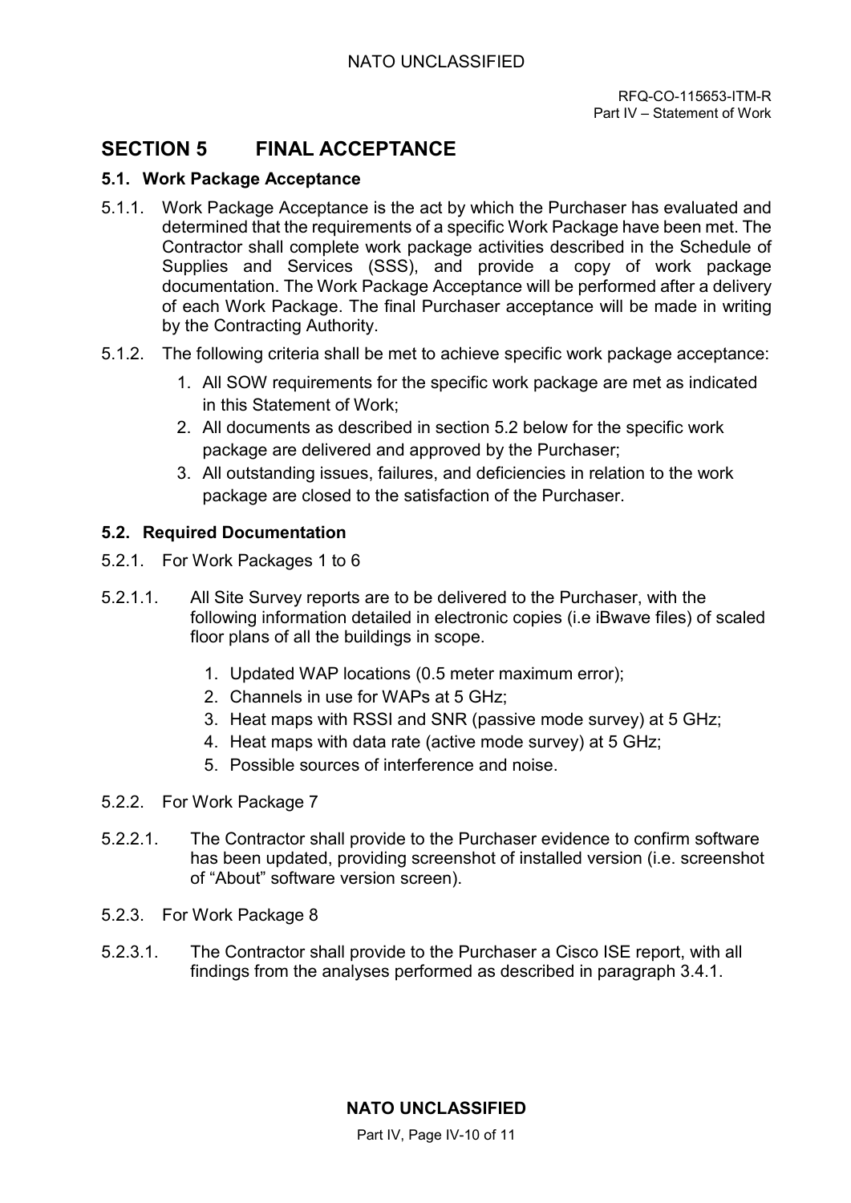# SECTION 5 FINAL ACCEPTANCE

## 5.1. Work Package Acceptance

5.1.1. Work Package Acceptance is the act by which the Purchaser has evaluated and determined that the requirements of a specific Work Package have been met. The Contractor shall complete work package activities described in the Schedule of Supplies and Services (SSS), and provide a copy of work package documentation. The Work Package Acceptance will be performed after a delivery of each Work Package. The final Purchaser acceptance will be made in writing by the Contracting Authority.

5.1.2. The following criteria shall be met to achieve specific work package acceptance:

1. All SOW requirements for the specific work package are met as indicated in this Statement of Work;
2. All documents as described in section 5.2 below for the specific work package are delivered and approved by the Purchaser;
3. All outstanding issues, failures, and deficiencies in relation to the work package are closed to the satisfaction of the Purchaser.

## 5.2. Required Documentation

5.2.1. For Work Packages 1 to 6

5.2.1.1. All Site Survey reports are to be delivered to the Purchaser, with the following information detailed in electronic copies (i.e iBwave files) of scaled floor plans of all the buildings in scope.

1. Updated WAP locations (0.5 meter maximum error);
2. Channels in use for WAPs at 5 GHz;
3. Heat maps with RSSI and SNR (passive mode survey) at 5 GHz;
4. Heat maps with data rate (active mode survey) at 5 GHz;
5. Possible sources of interference and noise.

5.2.2. For Work Package 7

5.2.2.1. The Contractor shall provide to the Purchaser evidence to confirm software has been updated, providing screenshot of installed version (i.e. screenshot of "About" software version screen).

5.2.3. For Work Package 8

5.2.3.1. The Contractor shall provide to the Purchaser a Cisco ISE report, with all findings from the analyses performed as described in paragraph 3.4.1.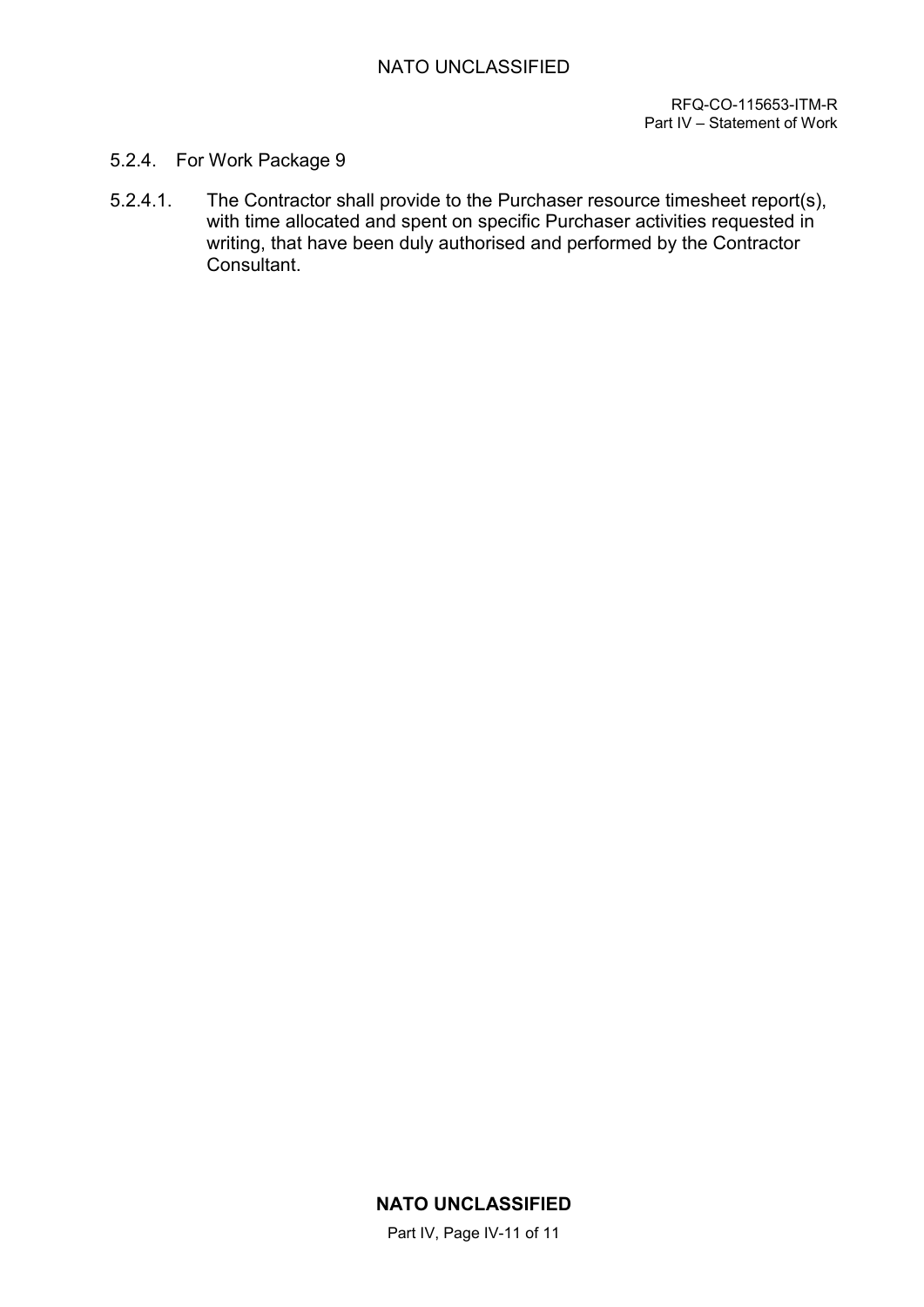### 5.2.4. For Work Package 9

5.2.4.1. The Contractor shall provide to the Purchaser resource timesheet report(s), with time allocated and spent on specific Purchaser activities requested in writing, that have been duly authorised and performed by the Contractor Consultant.